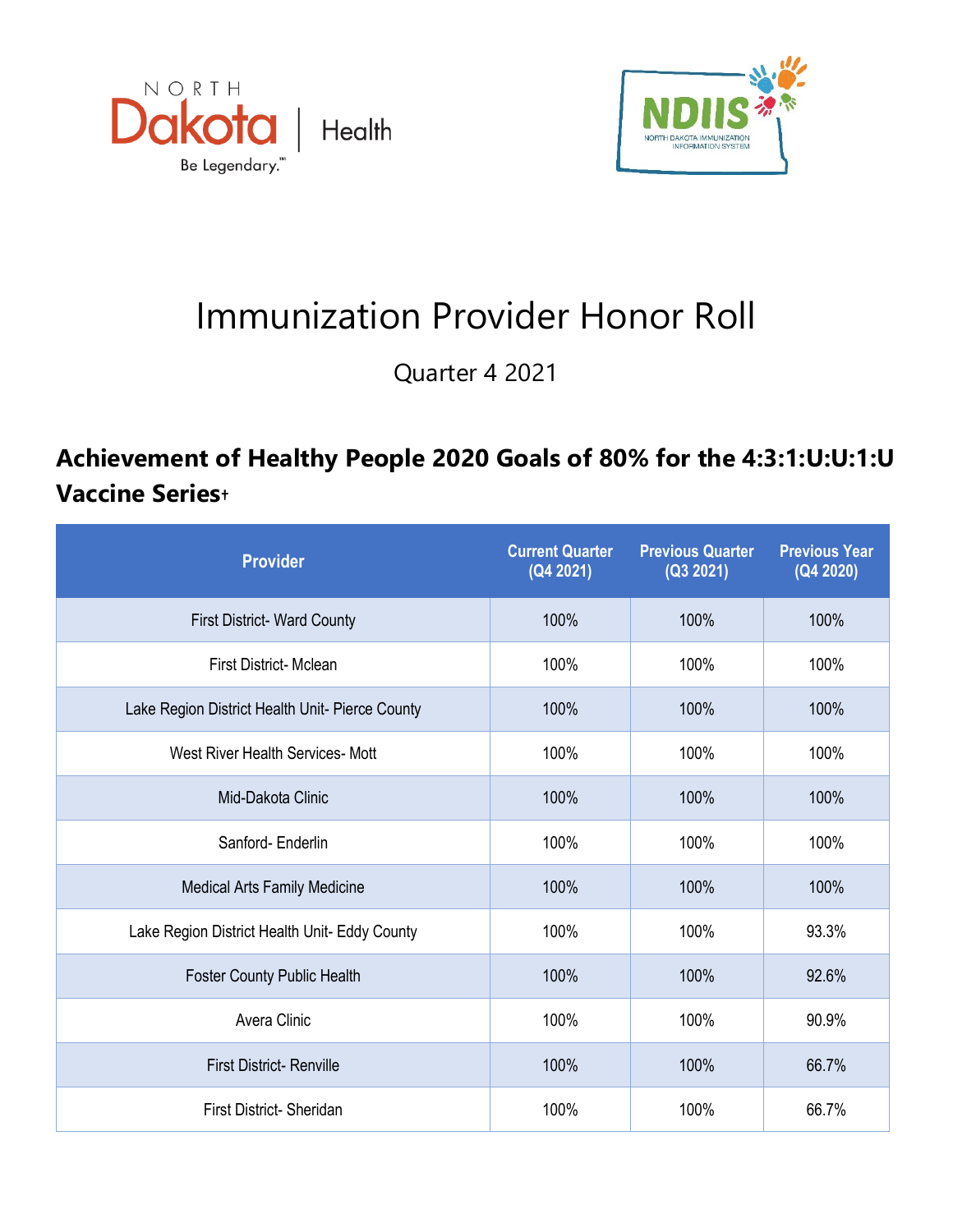# Immunization Provider Honor Roll

Quarter 4 2021

## Achievement of Healthy People 2020 Goals of 80% for the 4:3:1:U:U:1:U Vaccine Series†

| Provider | Current Quarter (Q4 2021) | Previous Quarter (Q3 2021) | Previous Year (Q4 2020) |
|---|---|---|---|
| First District- Ward County | 100% | 100% | 100% |
| First District- Mclean | 100% | 100% | 100% |
| Lake Region District Health Unit- Pierce County | 100% | 100% | 100% |
| West River Health Services- Mott | 100% | 100% | 100% |
| Mid-Dakota Clinic | 100% | 100% | 100% |
| Sanford- Enderlin | 100% | 100% | 100% |
| Medical Arts Family Medicine | 100% | 100% | 100% |
| Lake Region District Health Unit- Eddy County | 100% | 100% | 93.3% |
| Foster County Public Health | 100% | 100% | 92.6% |
| Avera Clinic | 100% | 100% | 90.9% |
| First District- Renville | 100% | 100% | 66.7% |
| First District- Sheridan | 100% | 100% | 66.7% |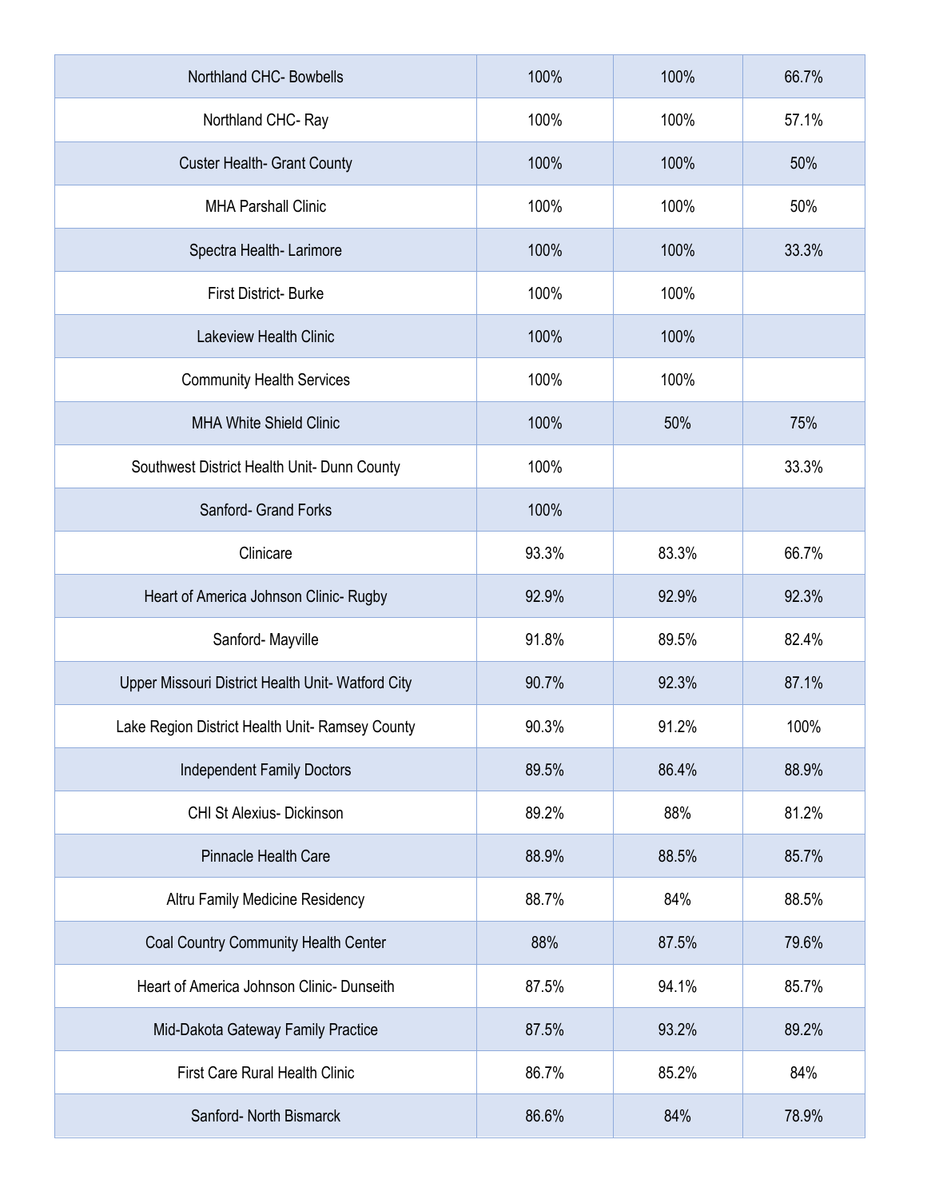| | | | |
|---|---|---|---|
| Northland CHC- Bowbells | 100% | 100% | 66.7% |
| Northland CHC- Ray | 100% | 100% | 57.1% |
| Custer Health- Grant County | 100% | 100% | 50% |
| MHA Parshall Clinic | 100% | 100% | 50% |
| Spectra Health- Larimore | 100% | 100% | 33.3% |
| First District- Burke | 100% | 100% | |
| Lakeview Health Clinic | 100% | 100% | |
| Community Health Services | 100% | 100% | |
| MHA White Shield Clinic | 100% | 50% | 75% |
| Southwest District Health Unit- Dunn County | 100% | | 33.3% |
| Sanford- Grand Forks | 100% | | |
| Clinicare | 93.3% | 83.3% | 66.7% |
| Heart of America Johnson Clinic- Rugby | 92.9% | 92.9% | 92.3% |
| Sanford- Mayville | 91.8% | 89.5% | 82.4% |
| Upper Missouri District Health Unit- Watford City | 90.7% | 92.3% | 87.1% |
| Lake Region District Health Unit- Ramsey County | 90.3% | 91.2% | 100% |
| Independent Family Doctors | 89.5% | 86.4% | 88.9% |
| CHI St Alexius- Dickinson | 89.2% | 88% | 81.2% |
| Pinnacle Health Care | 88.9% | 88.5% | 85.7% |
| Altru Family Medicine Residency | 88.7% | 84% | 88.5% |
| Coal Country Community Health Center | 88% | 87.5% | 79.6% |
| Heart of America Johnson Clinic- Dunseith | 87.5% | 94.1% | 85.7% |
| Mid-Dakota Gateway Family Practice | 87.5% | 93.2% | 89.2% |
| First Care Rural Health Clinic | 86.7% | 85.2% | 84% |
| Sanford- North Bismarck | 86.6% | 84% | 78.9% |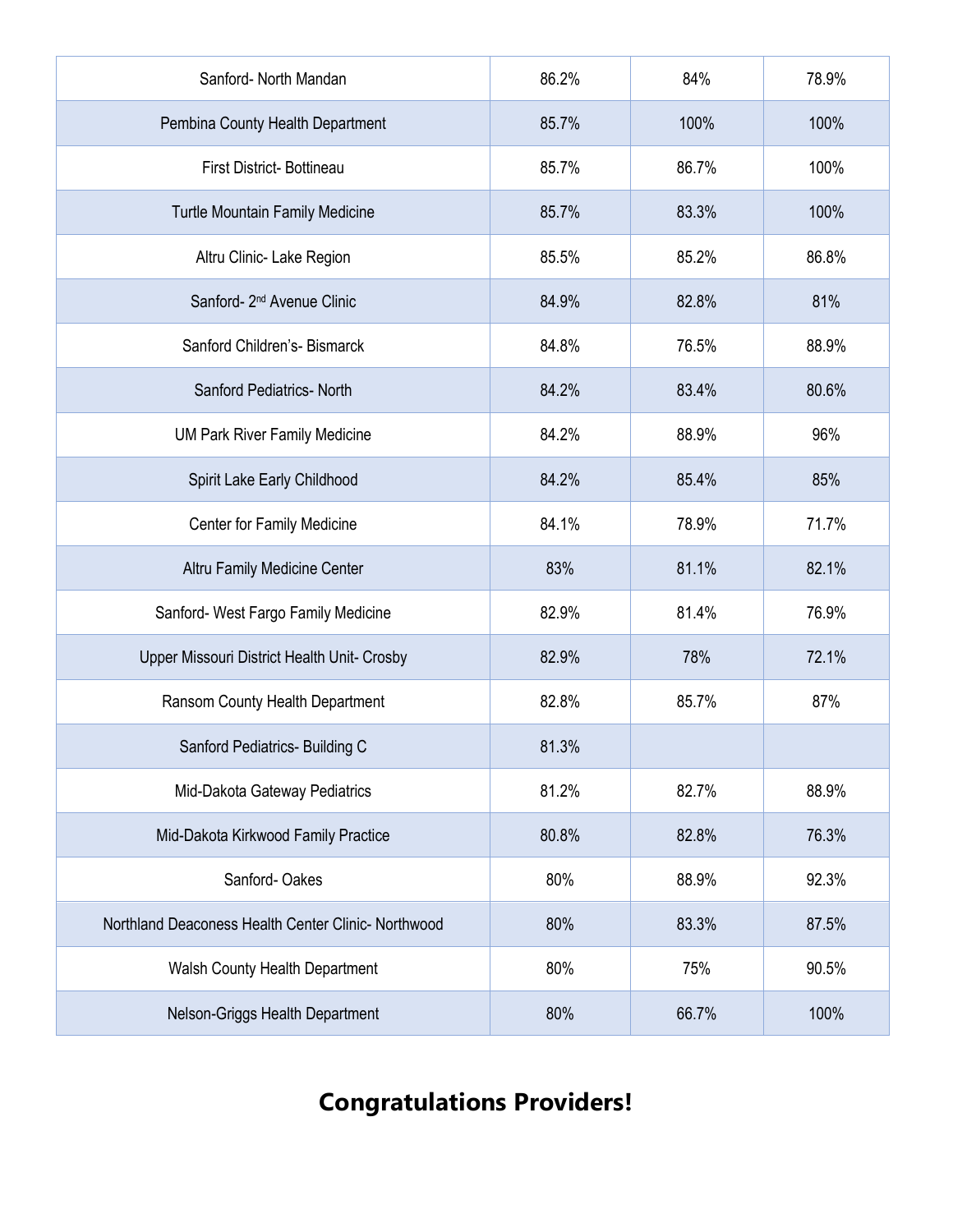| | | | |
|---|---|---|---|
| Sanford- North Mandan | 86.2% | 84% | 78.9% |
| Pembina County Health Department | 85.7% | 100% | 100% |
| First District- Bottineau | 85.7% | 86.7% | 100% |
| Turtle Mountain Family Medicine | 85.7% | 83.3% | 100% |
| Altru Clinic- Lake Region | 85.5% | 85.2% | 86.8% |
| Sanford- 2nd Avenue Clinic | 84.9% | 82.8% | 81% |
| Sanford Children's- Bismarck | 84.8% | 76.5% | 88.9% |
| Sanford Pediatrics- North | 84.2% | 83.4% | 80.6% |
| UM Park River Family Medicine | 84.2% | 88.9% | 96% |
| Spirit Lake Early Childhood | 84.2% | 85.4% | 85% |
| Center for Family Medicine | 84.1% | 78.9% | 71.7% |
| Altru Family Medicine Center | 83% | 81.1% | 82.1% |
| Sanford- West Fargo Family Medicine | 82.9% | 81.4% | 76.9% |
| Upper Missouri District Health Unit- Crosby | 82.9% | 78% | 72.1% |
| Ransom County Health Department | 82.8% | 85.7% | 87% |
| Sanford Pediatrics- Building C | 81.3% | | |
| Mid-Dakota Gateway Pediatrics | 81.2% | 82.7% | 88.9% |
| Mid-Dakota Kirkwood Family Practice | 80.8% | 82.8% | 76.3% |
| Sanford- Oakes | 80% | 88.9% | 92.3% |
| Northland Deaconess Health Center Clinic- Northwood | 80% | 83.3% | 87.5% |
| Walsh County Health Department | 80% | 75% | 90.5% |
| Nelson-Griggs Health Department | 80% | 66.7% | 100% |

**Congratulations Providers!**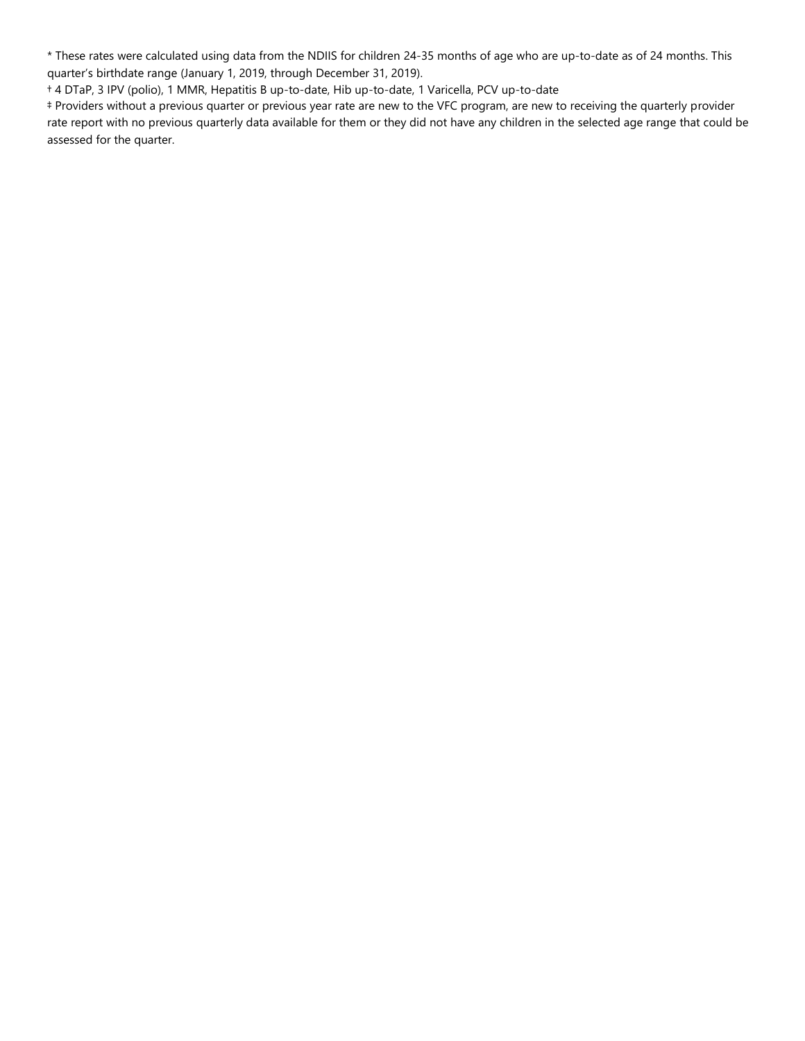* These rates were calculated using data from the NDIIS for children 24-35 months of age who are up-to-date as of 24 months. This quarter's birthdate range (January 1, 2019, through December 31, 2019).

† 4 DTaP, 3 IPV (polio), 1 MMR, Hepatitis B up-to-date, Hib up-to-date, 1 Varicella, PCV up-to-date

‡ Providers without a previous quarter or previous year rate are new to the VFC program, are new to receiving the quarterly provider rate report with no previous quarterly data available for them or they did not have any children in the selected age range that could be assessed for the quarter.